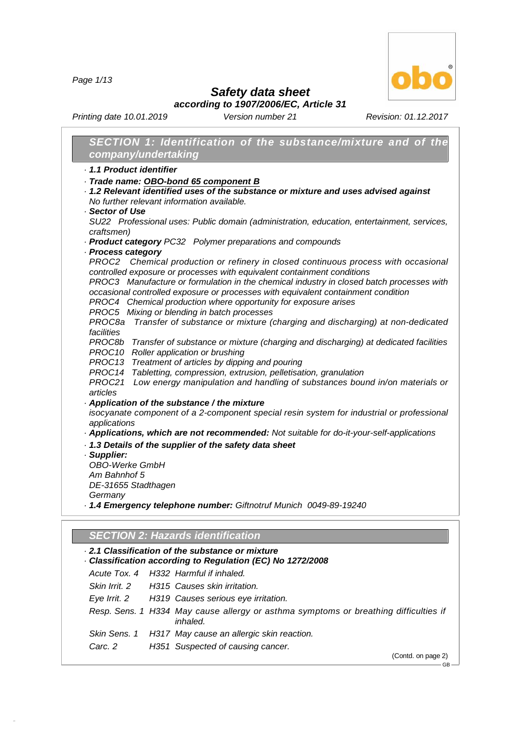# Safety data sheet

**according to 1907/2006/EC, Article 31**

*Printing date 10.01.2019* *Version number 21* *Revision: 01.12.2017*

## SECTION 1: Identification of the substance/mixture and of the company/undertaking

· **1.1 Product identifier**

· **Trade name: OBO-bond 65 component B**

· **1.2 Relevant identified uses of the substance or mixture and uses advised against**
No further relevant information available.

· **Sector of Use**
SU22 Professional uses: Public domain (administration, education, entertainment, services, craftsmen)

· **Product category** PC32 Polymer preparations and compounds

· **Process category**
PROC2 Chemical production or refinery in closed continuous process with occasional controlled exposure or processes with equivalent containment conditions
PROC3 Manufacture or formulation in the chemical industry in closed batch processes with occasional controlled exposure or processes with equivalent containment condition
PROC4 Chemical production where opportunity for exposure arises
PROC5 Mixing or blending in batch processes
PROC8a Transfer of substance or mixture (charging and discharging) at non-dedicated facilities
PROC8b Transfer of substance or mixture (charging and discharging) at dedicated facilities
PROC10 Roller application or brushing
PROC13 Treatment of articles by dipping and pouring
PROC14 Tabletting, compression, extrusion, pelletisation, granulation
PROC21 Low energy manipulation and handling of substances bound in/on materials or articles

· **Application of the substance / the mixture**
isocyanate component of a 2-component special resin system for industrial or professional applications

· **Applications, which are not recommended:** Not suitable for do-it-your-self-applications

· **1.3 Details of the supplier of the safety data sheet**

· **Supplier:**
OBO-Werke GmbH
Am Bahnhof 5
DE-31655 Stadthagen
Germany

· **1.4 Emergency telephone number:** Giftnotruf Munich 0049-89-19240

## SECTION 2: Hazards identification

· **2.1 Classification of the substance or mixture**

· **Classification according to Regulation (EC) No 1272/2008**

| | | |
|---|---|---|
| Acute Tox. 4 | H332 | Harmful if inhaled. |
| Skin Irrit. 2 | H315 | Causes skin irritation. |
| Eye Irrit. 2 | H319 | Causes serious eye irritation. |
| Resp. Sens. 1 | H334 | May cause allergy or asthma symptoms or breathing difficulties if inhaled. |
| Skin Sens. 1 | H317 | May cause an allergic skin reaction. |
| Carc. 2 | H351 | Suspected of causing cancer. |

(Contd. on page 2)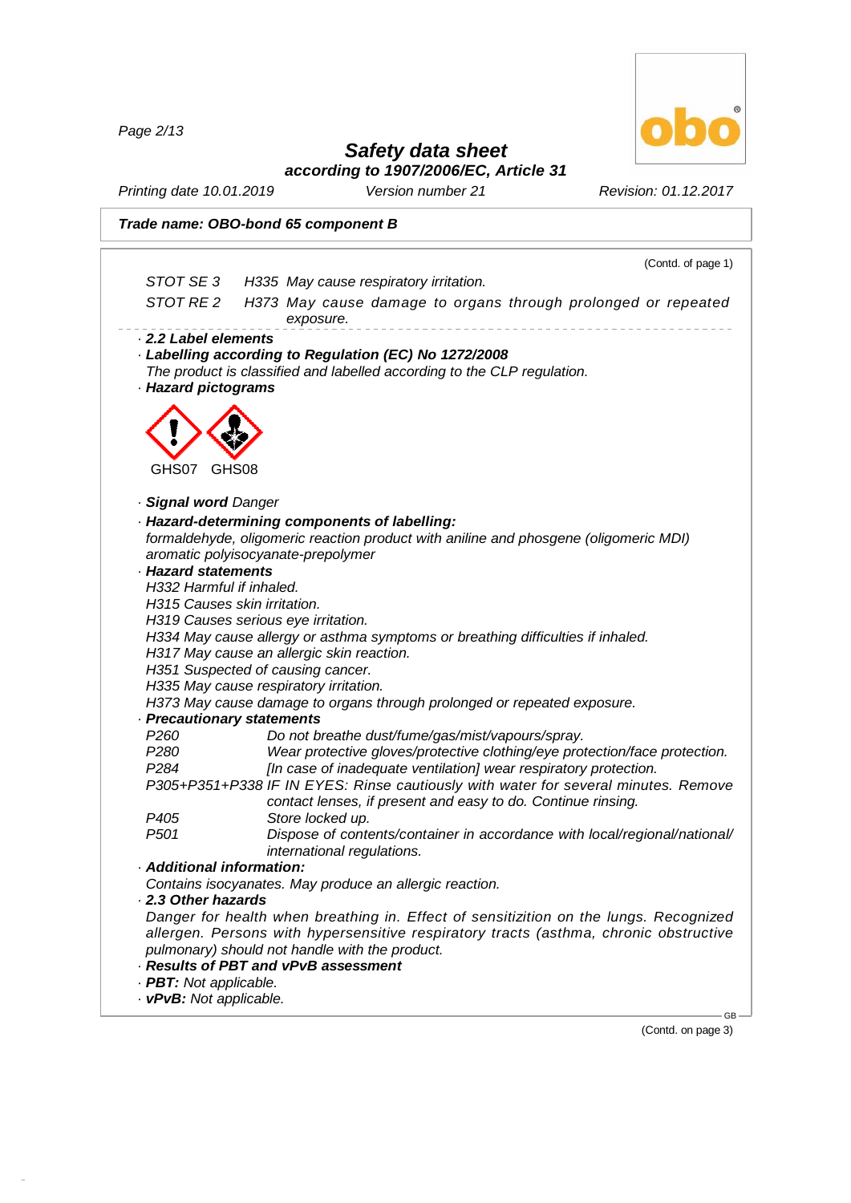**Trade name: OBO-bond 65 component B**

(Contd. of page 1)

| | | |
|---|---|---|
| STOT SE 3 | H335 | May cause respiratory irritation. |
| STOT RE 2 | H373 | May cause damage to organs through prolonged or repeated exposure. |

· **2.2 Label elements**

· **Labelling according to Regulation (EC) No 1272/2008**

The product is classified and labelled according to the CLP regulation.

· **Hazard pictograms**

GHS07 GHS08

· **Signal word** Danger

· **Hazard-determining components of labelling:**

formaldehyde, oligomeric reaction product with aniline and phosgene (oligomeric MDI)
aromatic polyisocyanate-prepolymer

· **Hazard statements**

H332 Harmful if inhaled.
H315 Causes skin irritation.
H319 Causes serious eye irritation.
H334 May cause allergy or asthma symptoms or breathing difficulties if inhaled.
H317 May cause an allergic skin reaction.
H351 Suspected of causing cancer.
H335 May cause respiratory irritation.
H373 May cause damage to organs through prolonged or repeated exposure.

· **Precautionary statements**

| | |
|---|---|
| P260 | Do not breathe dust/fume/gas/mist/vapours/spray. |
| P280 | Wear protective gloves/protective clothing/eye protection/face protection. |
| P284 | [In case of inadequate ventilation] wear respiratory protection. |
| P305+P351+P338 | IF IN EYES: Rinse cautiously with water for several minutes. Remove contact lenses, if present and easy to do. Continue rinsing. |
| P405 | Store locked up. |
| P501 | Dispose of contents/container in accordance with local/regional/national/international regulations. |

· **Additional information:**

Contains isocyanates. May produce an allergic reaction.

· **2.3 Other hazards**

Danger for health when breathing in. Effect of sensitizition on the lungs. Recognized allergen. Persons with hypersensitive respiratory tracts (asthma, chronic obstructive pulmonary) should not handle with the product.

· **Results of PBT and vPvB assessment**

· **PBT:** Not applicable.

· **vPvB:** Not applicable.

(Contd. on page 3)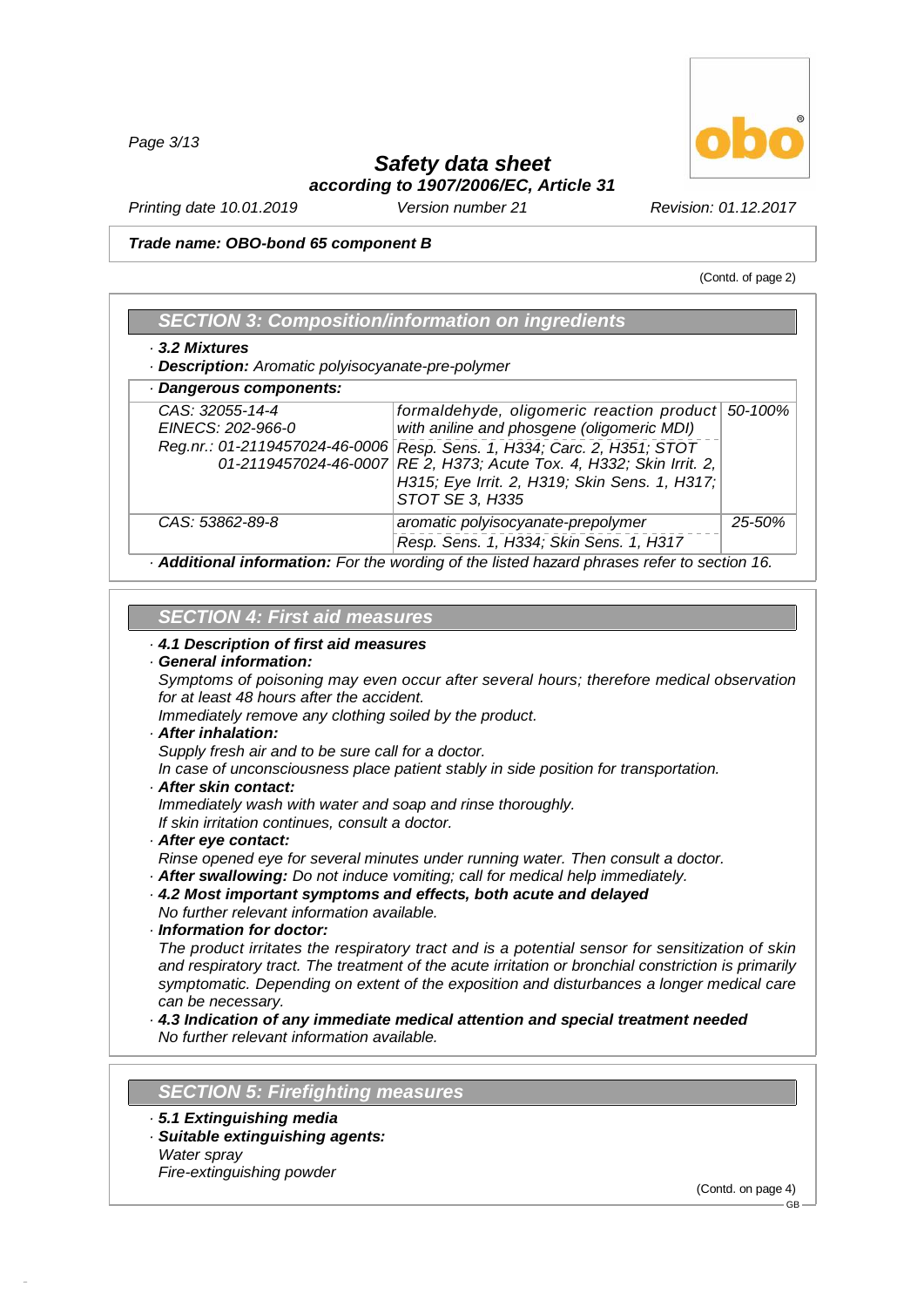**Trade name: OBO-bond 65 component B**

(Contd. of page 2)

## SECTION 3: Composition/information on ingredients

· **3.2 Mixtures**

· **Description:** Aromatic polyisocyanate-pre-polymer

· **Dangerous components:**

| CAS / EINECS / Reg.nr. | Name / Classification | % |
|---|---|---|
| CAS: 32055-14-4<br>EINECS: 202-966-0<br>Reg.nr.: 01-2119457024-46-0006<br>01-2119457024-46-0007 | formaldehyde, oligomeric reaction product with aniline and phosgene (oligomeric MDI)<br>Resp. Sens. 1, H334; Carc. 2, H351; STOT RE 2, H373; Acute Tox. 4, H332; Skin Irrit. 2, H315; Eye Irrit. 2, H319; Skin Sens. 1, H317; STOT SE 3, H335 | 50-100% |
| CAS: 53862-89-8 | aromatic polyisocyanate-prepolymer<br>Resp. Sens. 1, H334; Skin Sens. 1, H317 | 25-50% |

· **Additional information:** For the wording of the listed hazard phrases refer to section 16.

## SECTION 4: First aid measures

· **4.1 Description of first aid measures**

· **General information:**
Symptoms of poisoning may even occur after several hours; therefore medical observation for at least 48 hours after the accident.
Immediately remove any clothing soiled by the product.

· **After inhalation:**
Supply fresh air and to be sure call for a doctor.
In case of unconsciousness place patient stably in side position for transportation.

· **After skin contact:**
Immediately wash with water and soap and rinse thoroughly.
If skin irritation continues, consult a doctor.

· **After eye contact:**
Rinse opened eye for several minutes under running water. Then consult a doctor.

· **After swallowing:** Do not induce vomiting; call for medical help immediately.

· **4.2 Most important symptoms and effects, both acute and delayed**
No further relevant information available.

· **Information for doctor:**
The product irritates the respiratory tract and is a potential sensor for sensitization of skin and respiratory tract. The treatment of the acute irritation or bronchial constriction is primarily symptomatic. Depending on extent of the exposition and disturbances a longer medical care can be necessary.

· **4.3 Indication of any immediate medical attention and special treatment needed**
No further relevant information available.

## SECTION 5: Firefighting measures

· **5.1 Extinguishing media**

· **Suitable extinguishing agents:**
Water spray
Fire-extinguishing powder

(Contd. on page 4)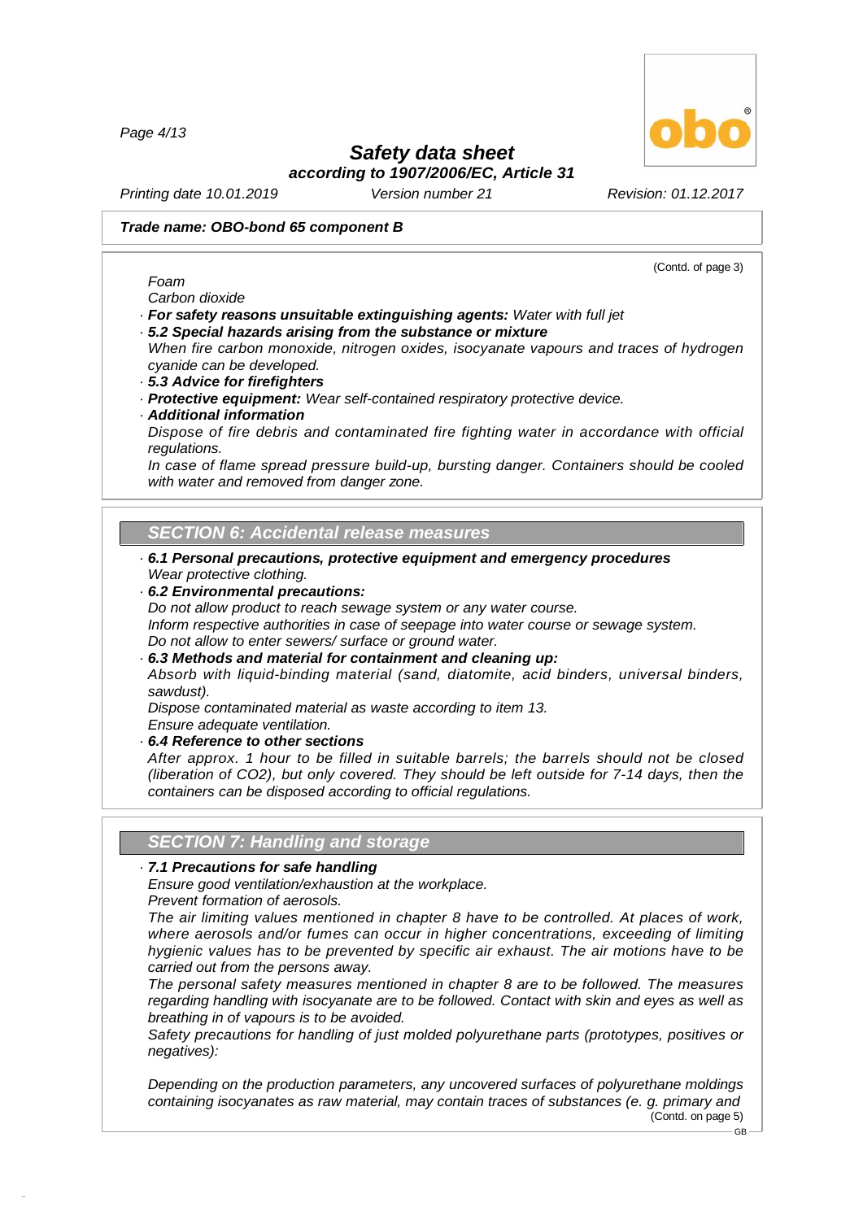*Trade name: OBO-bond 65 component B*

(Contd. of page 3)

*Foam*
*Carbon dioxide*

· ***For safety reasons unsuitable extinguishing agents:*** *Water with full jet*

· ***5.2 Special hazards arising from the substance or mixture***
*When fire carbon monoxide, nitrogen oxides, isocyanate vapours and traces of hydrogen cyanide can be developed.*

· ***5.3 Advice for firefighters***

· ***Protective equipment:*** *Wear self-contained respiratory protective device.*

· ***Additional information***
*Dispose of fire debris and contaminated fire fighting water in accordance with official regulations.*
*In case of flame spread pressure build-up, bursting danger. Containers should be cooled with water and removed from danger zone.*

## SECTION 6: Accidental release measures

· ***6.1 Personal precautions, protective equipment and emergency procedures***
*Wear protective clothing.*

· ***6.2 Environmental precautions:***
*Do not allow product to reach sewage system or any water course.*
*Inform respective authorities in case of seepage into water course or sewage system.*
*Do not allow to enter sewers/ surface or ground water.*

· ***6.3 Methods and material for containment and cleaning up:***
*Absorb with liquid-binding material (sand, diatomite, acid binders, universal binders, sawdust).*
*Dispose contaminated material as waste according to item 13.*
*Ensure adequate ventilation.*

· ***6.4 Reference to other sections***
*After approx. 1 hour to be filled in suitable barrels; the barrels should not be closed (liberation of $CO_2$), but only covered. They should be left outside for 7-14 days, then the containers can be disposed according to official regulations.*

## SECTION 7: Handling and storage

· ***7.1 Precautions for safe handling***
*Ensure good ventilation/exhaustion at the workplace.*
*Prevent formation of aerosols.*
*The air limiting values mentioned in chapter 8 have to be controlled. At places of work, where aerosols and/or fumes can occur in higher concentrations, exceeding of limiting hygienic values has to be prevented by specific air exhaust. The air motions have to be carried out from the persons away.*
*The personal safety measures mentioned in chapter 8 are to be followed. The measures regarding handling with isocyanate are to be followed. Contact with skin and eyes as well as breathing in of vapours is to be avoided.*
*Safety precautions for handling of just molded polyurethane parts (prototypes, positives or negatives):*

*Depending on the production parameters, any uncovered surfaces of polyurethane moldings containing isocyanates as raw material, may contain traces of substances (e. g. primary and*

(Contd. on page 5)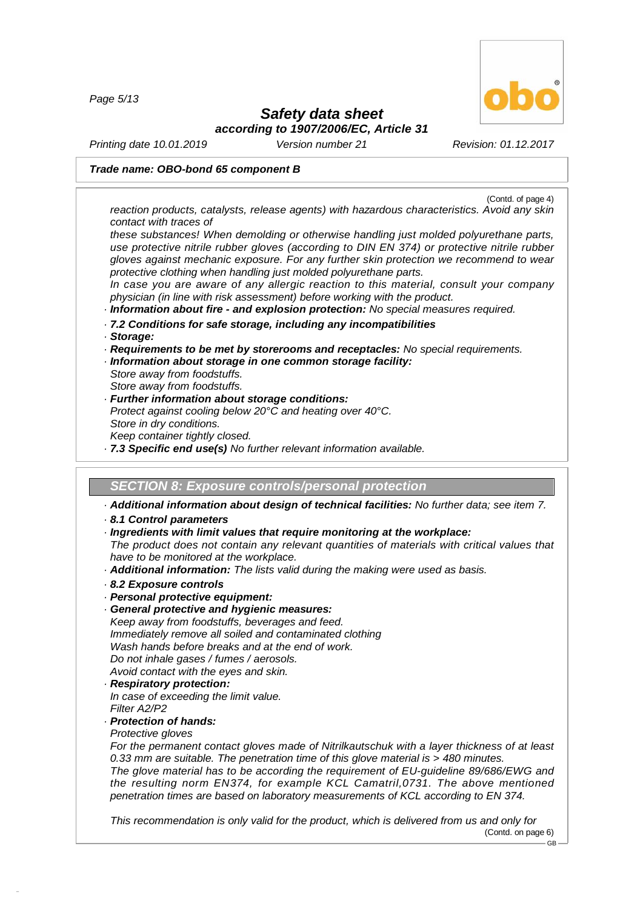(Contd. of page 4)

*reaction products, catalysts, release agents) with hazardous characteristics. Avoid any skin contact with traces of*

*these substances! When demolding or otherwise handling just molded polyurethane parts, use protective nitrile rubber gloves (according to DIN EN 374) or protective nitrile rubber gloves against mechanic exposure. For any further skin protection we recommend to wear protective clothing when handling just molded polyurethane parts.*

*In case you are aware of any allergic reaction to this material, consult your company physician (in line with risk assessment) before working with the product.*

· ***Information about fire - and explosion protection:*** *No special measures required.*

· ***7.2 Conditions for safe storage, including any incompatibilities***

· ***Storage:***

· ***Requirements to be met by storerooms and receptacles:*** *No special requirements.*

· ***Information about storage in one common storage facility:***
*Store away from foodstuffs.*
*Store away from foodstuffs.*

· ***Further information about storage conditions:***
*Protect against cooling below 20°C and heating over 40°C.*
*Store in dry conditions.*
*Keep container tightly closed.*

· ***7.3 Specific end use(s)*** *No further relevant information available.*

## SECTION 8: Exposure controls/personal protection

· ***Additional information about design of technical facilities:*** *No further data; see item 7.*

· ***8.1 Control parameters***

· ***Ingredients with limit values that require monitoring at the workplace:***
*The product does not contain any relevant quantities of materials with critical values that have to be monitored at the workplace.*

· ***Additional information:*** *The lists valid during the making were used as basis.*

· ***8.2 Exposure controls***

· ***Personal protective equipment:***

· ***General protective and hygienic measures:***
*Keep away from foodstuffs, beverages and feed.*
*Immediately remove all soiled and contaminated clothing*
*Wash hands before breaks and at the end of work.*
*Do not inhale gases / fumes / aerosols.*
*Avoid contact with the eyes and skin.*

· ***Respiratory protection:***
*In case of exceeding the limit value.*
*Filter A2/P2*

· ***Protection of hands:***
*Protective gloves*
*For the permanent contact gloves made of Nitrilkautschuk with a layer thickness of at least 0.33 mm are suitable. The penetration time of this glove material is > 480 minutes.*
*The glove material has to be according the requirement of EU-guideline 89/686/EWG and the resulting norm EN374, for example KCL Camatril,0731. The above mentioned penetration times are based on laboratory measurements of KCL according to EN 374.*

*This recommendation is only valid for the product, which is delivered from us and only for*

(Contd. on page 6)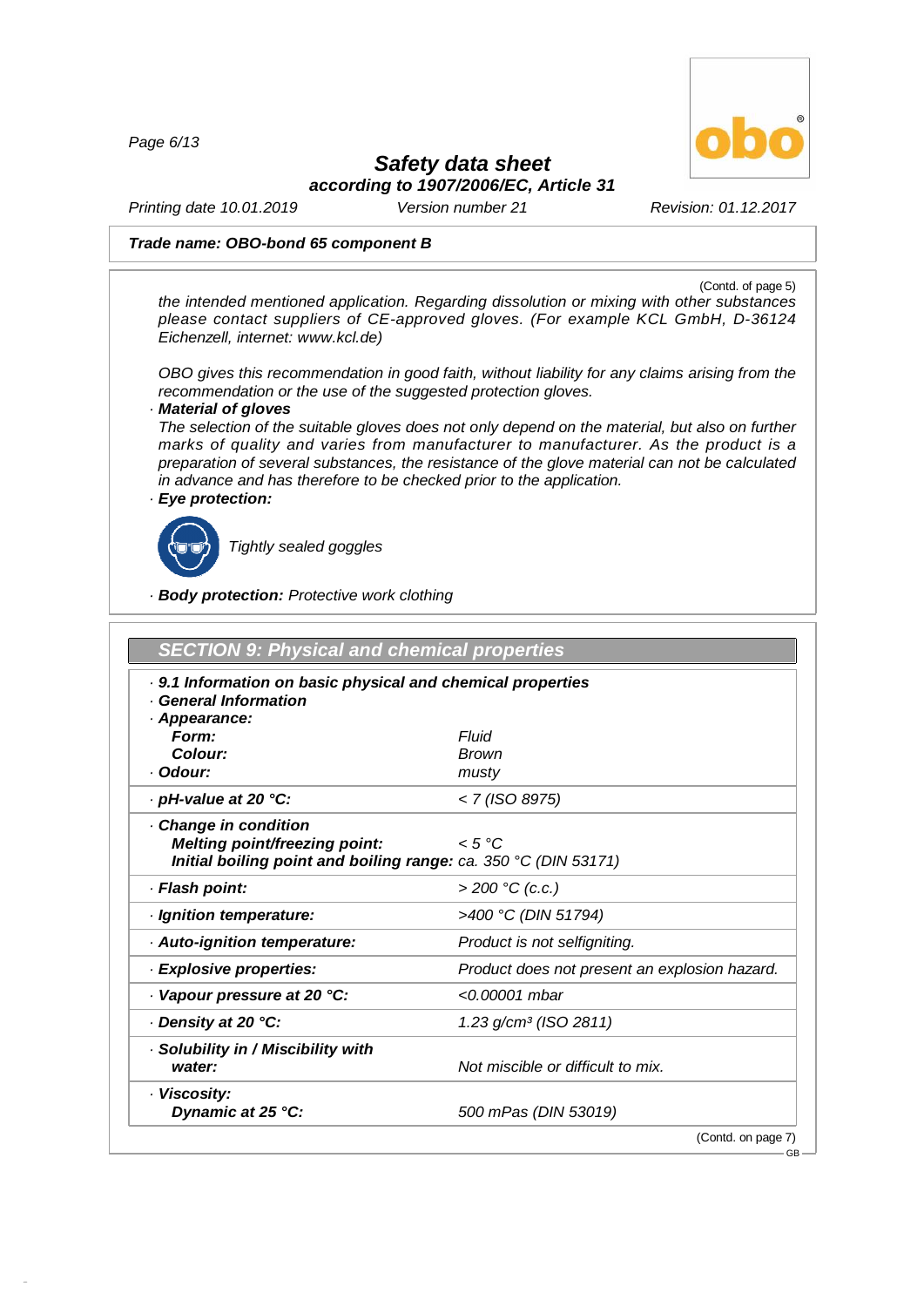**Trade name: OBO-bond 65 component B**

(Contd. of page 5)

the intended mentioned application. Regarding dissolution or mixing with other substances please contact suppliers of CE-approved gloves. (For example KCL GmbH, D-36124 Eichenzell, internet: www.kcl.de)

OBO gives this recommendation in good faith, without liability for any claims arising from the recommendation or the use of the suggested protection gloves.

· **Material of gloves**
The selection of the suitable gloves does not only depend on the material, but also on further marks of quality and varies from manufacturer to manufacturer. As the product is a preparation of several substances, the resistance of the glove material can not be calculated in advance and has therefore to be checked prior to the application.

· **Eye protection:**

Tightly sealed goggles

· **Body protection:** Protective work clothing

## SECTION 9: Physical and chemical properties

· **9.1 Information on basic physical and chemical properties**
· **General Information**

| | |
|---|---|
| · **Appearance:** | |
| **Form:** | Fluid |
| **Colour:** | Brown |
| · **Odour:** | musty |
| · **pH-value at 20 °C:** | < 7 (ISO 8975) |
| · **Change in condition** | |
| **Melting point/freezing point:** | < 5 °C |
| **Initial boiling point and boiling range:** | ca. 350 °C (DIN 53171) |
| · **Flash point:** | > 200 °C (c.c.) |
| · **Ignition temperature:** | >400 °C (DIN 51794) |
| · **Auto-ignition temperature:** | Product is not selfigniting. |
| · **Explosive properties:** | Product does not present an explosion hazard. |
| · **Vapour pressure at 20 °C:** | <0.00001 mbar |
| · **Density at 20 °C:** | 1.23 g/cm³ (ISO 2811) |
| · **Solubility in / Miscibility with water:** | Not miscible or difficult to mix. |
| · **Viscosity:** | |
| **Dynamic at 25 °C:** | 500 mPas (DIN 53019) |

(Contd. on page 7)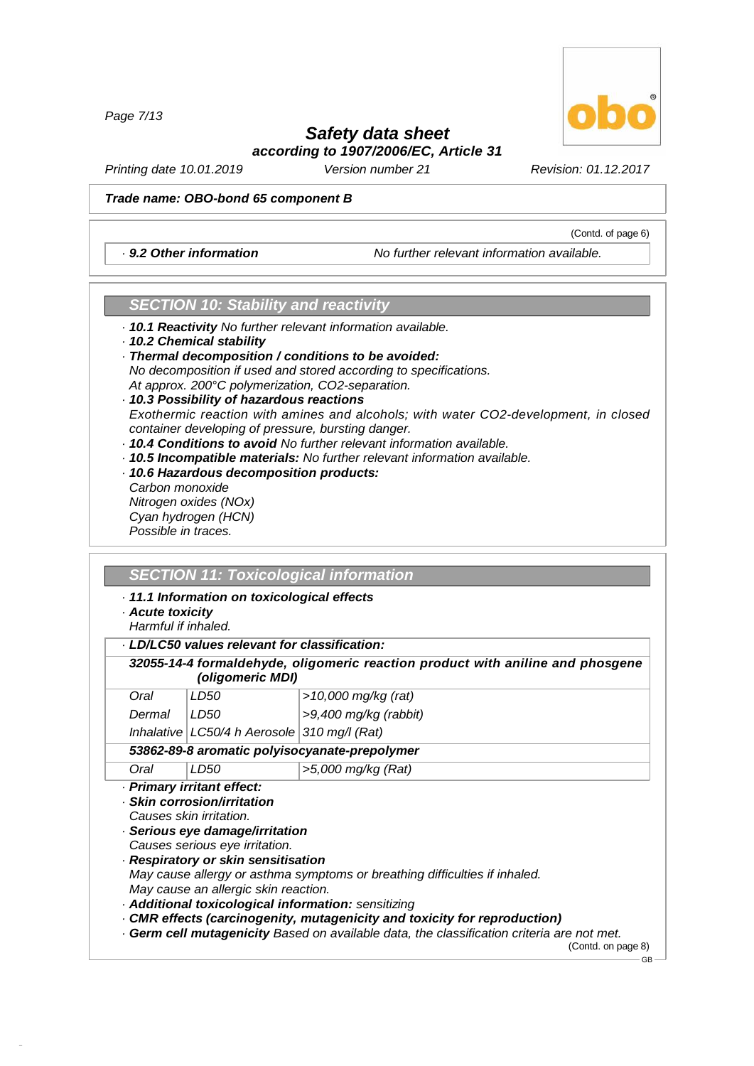*Safety data sheet*

*according to 1907/2006/EC, Article 31*

*Printing date 10.01.2019* *Version number 21* *Revision: 01.12.2017*

***Trade name: OBO-bond 65 component B***

(Contd. of page 6)

· ***9.2 Other information*** *No further relevant information available.*

## *SECTION 10: Stability and reactivity*

· ***10.1 Reactivity*** *No further relevant information available.*

· ***10.2 Chemical stability***

· ***Thermal decomposition / conditions to be avoided:***
*No decomposition if used and stored according to specifications.*
*At approx. 200°C polymerization, CO2-separation.*

· ***10.3 Possibility of hazardous reactions***
*Exothermic reaction with amines and alcohols; with water CO2-development, in closed container developing of pressure, bursting danger.*

· ***10.4 Conditions to avoid*** *No further relevant information available.*

· ***10.5 Incompatible materials:*** *No further relevant information available.*

· ***10.6 Hazardous decomposition products:***
*Carbon monoxide*
*Nitrogen oxides (NOx)*
*Cyan hydrogen (HCN)*
*Possible in traces.*

## *SECTION 11: Toxicological information*

· ***11.1 Information on toxicological effects***

· ***Acute toxicity***
*Harmful if inhaled.*

| · ***LD/LC50 values relevant for classification:*** | | |
|---|---|---|
| ***32055-14-4 formaldehyde, oligomeric reaction product with aniline and phosgene (oligomeric MDI)*** | | |
| *Oral* | *LD50* | *>10,000 mg/kg (rat)* |
| *Dermal* | *LD50* | *>9,400 mg/kg (rabbit)* |
| *Inhalative* | *LC50/4 h Aerosole* | *310 mg/l (Rat)* |
| ***53862-89-8 aromatic polyisocyanate-prepolymer*** | | |
| *Oral* | *LD50* | *>5,000 mg/kg (Rat)* |

· ***Primary irritant effect:***

· ***Skin corrosion/irritation***
*Causes skin irritation.*

· ***Serious eye damage/irritation***
*Causes serious eye irritation.*

· ***Respiratory or skin sensitisation***
*May cause allergy or asthma symptoms or breathing difficulties if inhaled.*
*May cause an allergic skin reaction.*

· ***Additional toxicological information:*** *sensitizing*

· ***CMR effects (carcinogenity, mutagenicity and toxicity for reproduction)***

· ***Germ cell mutagenicity*** *Based on available data, the classification criteria are not met.*

(Contd. on page 8)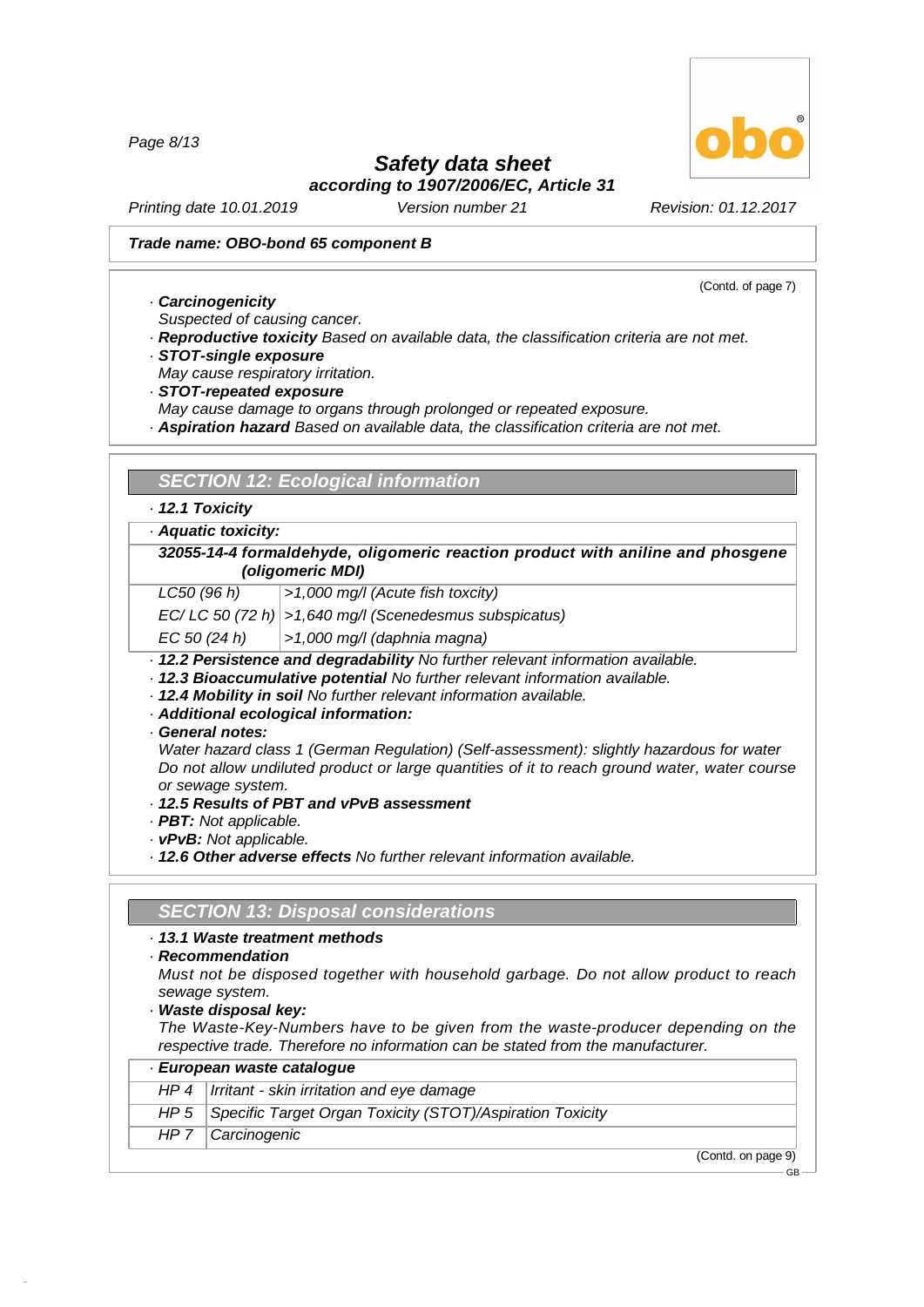**Trade name: OBO-bond 65 component B**

(Contd. of page 7)

· ***Carcinogenicity***
*Suspected of causing cancer.*
· ***Reproductive toxicity*** *Based on available data, the classification criteria are not met.*
· ***STOT-single exposure***
*May cause respiratory irritation.*
· ***STOT-repeated exposure***
*May cause damage to organs through prolonged or repeated exposure.*
· ***Aspiration hazard*** *Based on available data, the classification criteria are not met.*

## SECTION 12: Ecological information

· ***12.1 Toxicity***

· ***Aquatic toxicity:***

| ***32055-14-4 formaldehyde, oligomeric reaction product with aniline and phosgene (oligomeric MDI)*** | |
|---|---|
| *LC50 (96 h)* | *>1,000 mg/l (Acute fish toxcity)* |
| *EC/ LC 50 (72 h)* | *>1,640 mg/l (Scenedesmus subspicatus)* |
| *EC 50 (24 h)* | *>1,000 mg/l (daphnia magna)* |

· ***12.2 Persistence and degradability*** *No further relevant information available.*
· ***12.3 Bioaccumulative potential*** *No further relevant information available.*
· ***12.4 Mobility in soil*** *No further relevant information available.*
· ***Additional ecological information:***
· ***General notes:***
*Water hazard class 1 (German Regulation) (Self-assessment): slightly hazardous for water*
*Do not allow undiluted product or large quantities of it to reach ground water, water course or sewage system.*
· ***12.5 Results of PBT and vPvB assessment***
· ***PBT:*** *Not applicable.*
· ***vPvB:*** *Not applicable.*
· ***12.6 Other adverse effects*** *No further relevant information available.*

## SECTION 13: Disposal considerations

· ***13.1 Waste treatment methods***
· ***Recommendation***
*Must not be disposed together with household garbage. Do not allow product to reach sewage system.*
· ***Waste disposal key:***
*The Waste-Key-Numbers have to be given from the waste-producer depending on the respective trade. Therefore no information can be stated from the manufacturer.*

| · ***European waste catalogue*** | |
|---|---|
| *HP 4* | *Irritant - skin irritation and eye damage* |
| *HP 5* | *Specific Target Organ Toxicity (STOT)/Aspiration Toxicity* |
| *HP 7* | *Carcinogenic* |

(Contd. on page 9)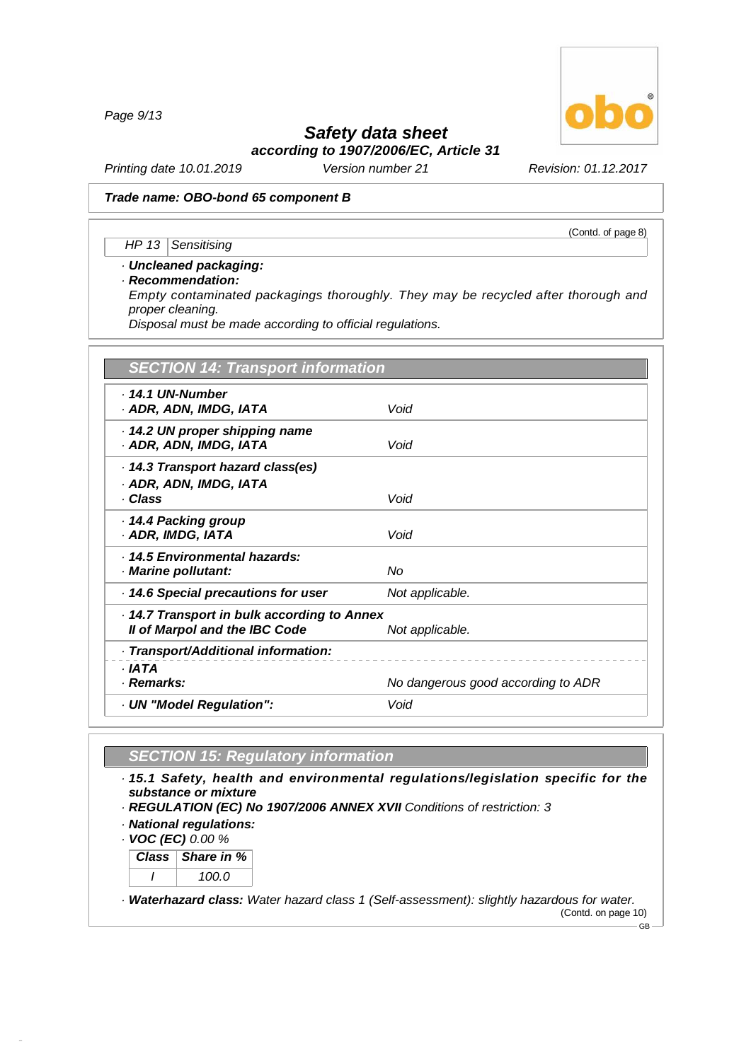**Trade name: OBO-bond 65 component B**

(Contd. of page 8)

| HP 13 | Sensitising |
|---|---|

· **Uncleaned packaging:**
· **Recommendation:**
Empty contaminated packagings thoroughly. They may be recycled after thorough and proper cleaning.
Disposal must be made according to official regulations.

## SECTION 14: Transport information

| | |
|---|---|
| · **14.1 UN-Number**<br>· **ADR, ADN, IMDG, IATA** | Void |
| · **14.2 UN proper shipping name**<br>· **ADR, ADN, IMDG, IATA** | Void |
| · **14.3 Transport hazard class(es)**<br>· **ADR, ADN, IMDG, IATA**<br>· **Class** | Void |
| · **14.4 Packing group**<br>· **ADR, IMDG, IATA** | Void |
| · **14.5 Environmental hazards:**<br>· **Marine pollutant:** | No |
| · **14.6 Special precautions for user** | Not applicable. |
| · **14.7 Transport in bulk according to Annex II of Marpol and the IBC Code** | Not applicable. |
| · **Transport/Additional information:** | |
| · **IATA**<br>· **Remarks:** | No dangerous good according to ADR |
| · **UN "Model Regulation":** | Void |

## SECTION 15: Regulatory information

· **15.1 Safety, health and environmental regulations/legislation specific for the substance or mixture**
· **REGULATION (EC) No 1907/2006 ANNEX XVII** Conditions of restriction: 3
· **National regulations:**
· **VOC (EC)** 0.00 %

| Class | Share in % |
|---|---|
| I | 100.0 |

· **Waterhazard class:** Water hazard class 1 (Self-assessment): slightly hazardous for water.

(Contd. on page 10)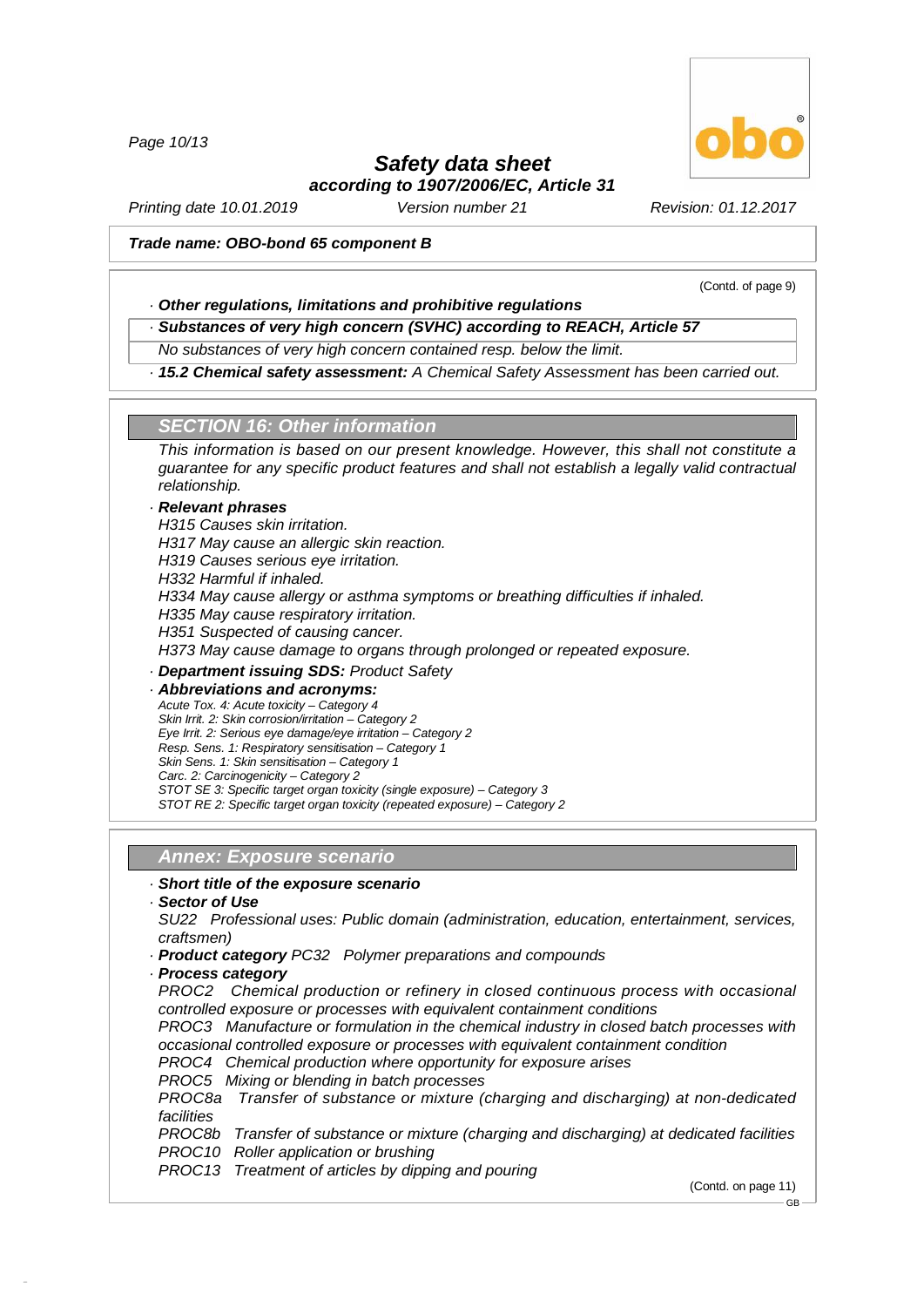**Trade name: OBO-bond 65 component B**

(Contd. of page 9)

· **Other regulations, limitations and prohibitive regulations**

· **Substances of very high concern (SVHC) according to REACH, Article 57**

No substances of very high concern contained resp. below the limit.

· **15.2 Chemical safety assessment:** A Chemical Safety Assessment has been carried out.

## SECTION 16: Other information

This information is based on our present knowledge. However, this shall not constitute a guarantee for any specific product features and shall not establish a legally valid contractual relationship.

· **Relevant phrases**

H315 Causes skin irritation.
H317 May cause an allergic skin reaction.
H319 Causes serious eye irritation.
H332 Harmful if inhaled.
H334 May cause allergy or asthma symptoms or breathing difficulties if inhaled.
H335 May cause respiratory irritation.
H351 Suspected of causing cancer.
H373 May cause damage to organs through prolonged or repeated exposure.

· **Department issuing SDS:** Product Safety

· **Abbreviations and acronyms:**

Acute Tox. 4: Acute toxicity – Category 4
Skin Irrit. 2: Skin corrosion/irritation – Category 2
Eye Irrit. 2: Serious eye damage/eye irritation – Category 2
Resp. Sens. 1: Respiratory sensitisation – Category 1
Skin Sens. 1: Skin sensitisation – Category 1
Carc. 2: Carcinogenicity – Category 2
STOT SE 3: Specific target organ toxicity (single exposure) – Category 3
STOT RE 2: Specific target organ toxicity (repeated exposure) – Category 2

## Annex: Exposure scenario

· **Short title of the exposure scenario**

· **Sector of Use**

SU22 Professional uses: Public domain (administration, education, entertainment, services, craftsmen)

· **Product category** PC32 Polymer preparations and compounds

· **Process category**

PROC2 Chemical production or refinery in closed continuous process with occasional controlled exposure or processes with equivalent containment conditions
PROC3 Manufacture or formulation in the chemical industry in closed batch processes with occasional controlled exposure or processes with equivalent containment condition
PROC4 Chemical production where opportunity for exposure arises
PROC5 Mixing or blending in batch processes
PROC8a Transfer of substance or mixture (charging and discharging) at non-dedicated facilities
PROC8b Transfer of substance or mixture (charging and discharging) at dedicated facilities
PROC10 Roller application or brushing
PROC13 Treatment of articles by dipping and pouring

(Contd. on page 11)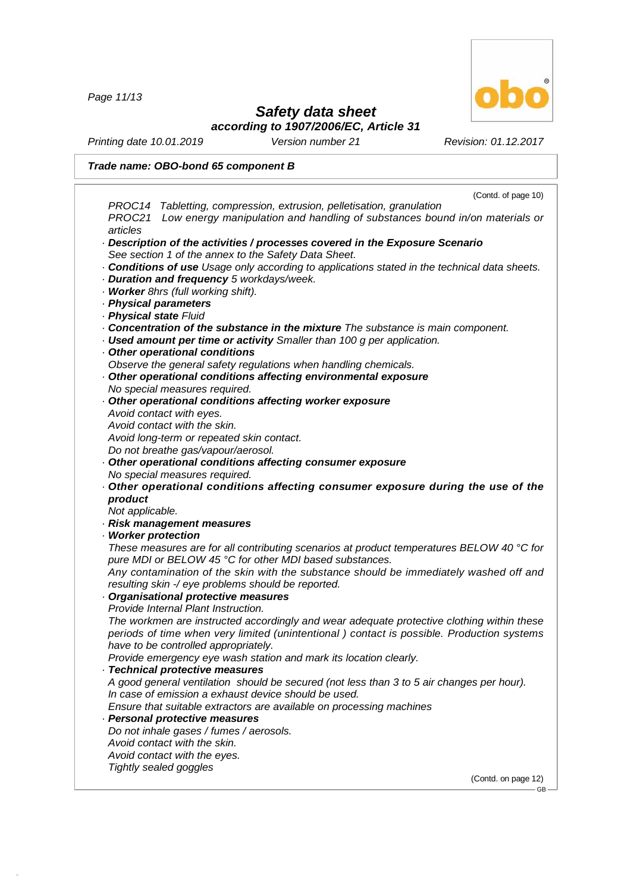**Trade name: OBO-bond 65 component B**

(Contd. of page 10)

*PROC14 Tabletting, compression, extrusion, pelletisation, granulation*
*PROC21 Low energy manipulation and handling of substances bound in/on materials or articles*

· ***Description of the activities / processes covered in the Exposure Scenario***
*See section 1 of the annex to the Safety Data Sheet.*
· ***Conditions of use*** *Usage only according to applications stated in the technical data sheets.*
· ***Duration and frequency*** *5 workdays/week.*
· ***Worker*** *8hrs (full working shift).*
· ***Physical parameters***
· ***Physical state*** *Fluid*
· ***Concentration of the substance in the mixture*** *The substance is main component.*
· ***Used amount per time or activity*** *Smaller than 100 g per application.*
· ***Other operational conditions***
*Observe the general safety regulations when handling chemicals.*
· ***Other operational conditions affecting environmental exposure***
*No special measures required.*
· ***Other operational conditions affecting worker exposure***
*Avoid contact with eyes.*
*Avoid contact with the skin.*
*Avoid long-term or repeated skin contact.*
*Do not breathe gas/vapour/aerosol.*
· ***Other operational conditions affecting consumer exposure***
*No special measures required.*
· ***Other operational conditions affecting consumer exposure during the use of the product***
*Not applicable.*
· ***Risk management measures***
· ***Worker protection***
*These measures are for all contributing scenarios at product temperatures BELOW 40 °C for pure MDI or BELOW 45 °C for other MDI based substances.*
*Any contamination of the skin with the substance should be immediately washed off and resulting skin -/ eye problems should be reported.*
· ***Organisational protective measures***
*Provide Internal Plant Instruction.*
*The workmen are instructed accordingly and wear adequate protective clothing within these periods of time when very limited (unintentional ) contact is possible. Production systems have to be controlled appropriately.*
*Provide emergency eye wash station and mark its location clearly.*
· ***Technical protective measures***
*A good general ventilation should be secured (not less than 3 to 5 air changes per hour).*
*In case of emission a exhaust device should be used.*
*Ensure that suitable extractors are available on processing machines*
· ***Personal protective measures***
*Do not inhale gases / fumes / aerosols.*
*Avoid contact with the skin.*
*Avoid contact with the eyes.*
*Tightly sealed goggles*

(Contd. on page 12)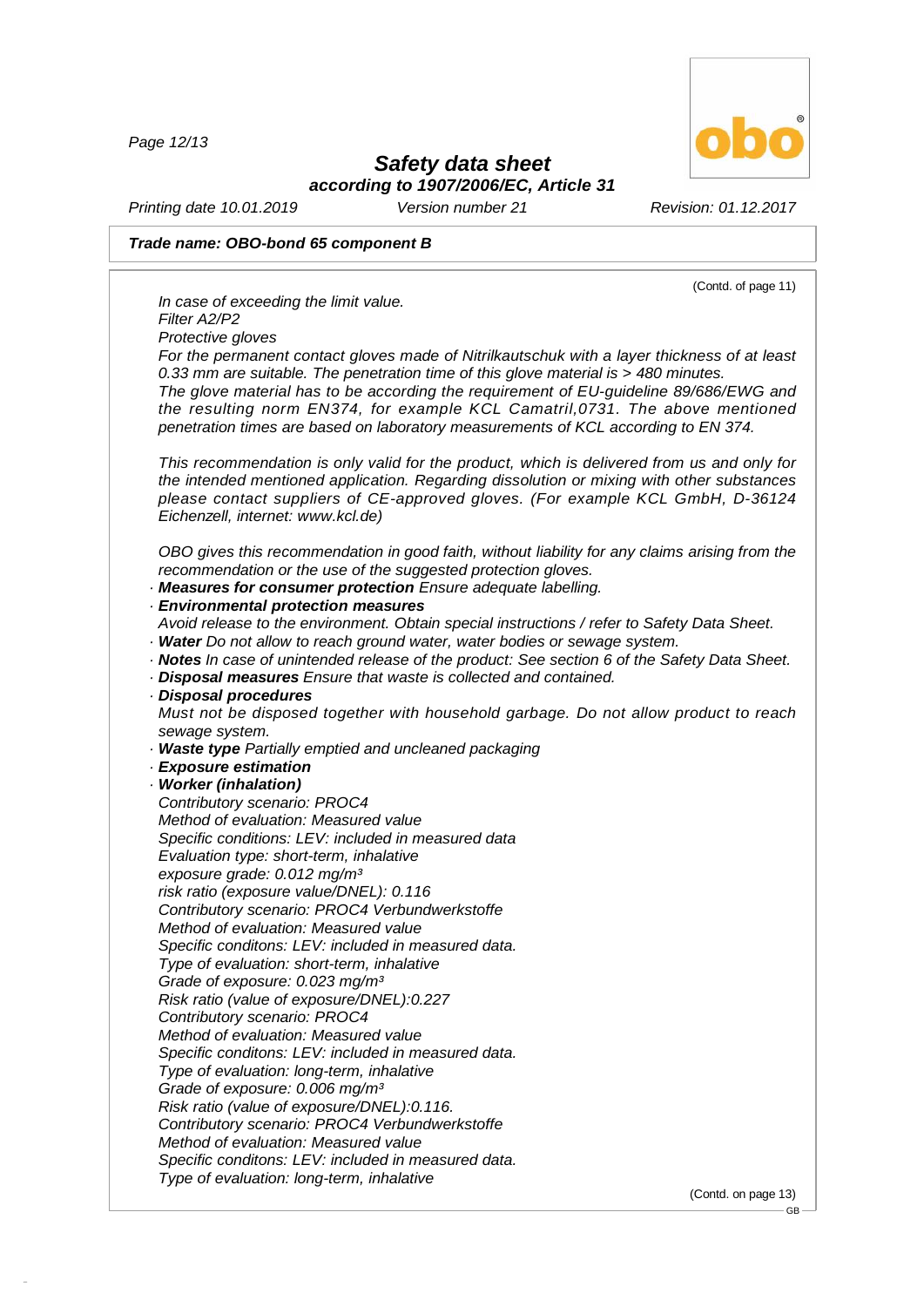**Trade name: OBO-bond 65 component B**

(Contd. of page 11)

*In case of exceeding the limit value.*
*Filter A2/P2*
*Protective gloves*
*For the permanent contact gloves made of Nitrilkautschuk with a layer thickness of at least 0.33 mm are suitable. The penetration time of this glove material is > 480 minutes.*
*The glove material has to be according the requirement of EU-guideline 89/686/EWG and the resulting norm EN374, for example KCL Camatril,0731. The above mentioned penetration times are based on laboratory measurements of KCL according to EN 374.*

*This recommendation is only valid for the product, which is delivered from us and only for the intended mentioned application. Regarding dissolution or mixing with other substances please contact suppliers of CE-approved gloves. (For example KCL GmbH, D-36124 Eichenzell, internet: www.kcl.de)*

*OBO gives this recommendation in good faith, without liability for any claims arising from the recommendation or the use of the suggested protection gloves.*

· ***Measures for consumer protection*** *Ensure adequate labelling.*
· ***Environmental protection measures***
*Avoid release to the environment. Obtain special instructions / refer to Safety Data Sheet.*
· ***Water*** *Do not allow to reach ground water, water bodies or sewage system.*
· ***Notes*** *In case of unintended release of the product: See section 6 of the Safety Data Sheet.*
· ***Disposal measures*** *Ensure that waste is collected and contained.*
· ***Disposal procedures***
*Must not be disposed together with household garbage. Do not allow product to reach sewage system.*
· ***Waste type*** *Partially emptied and uncleaned packaging*
· ***Exposure estimation***
· ***Worker (inhalation)***
*Contributory scenario: PROC4*
*Method of evaluation: Measured value*
*Specific conditions: LEV: included in measured data*
*Evaluation type: short-term, inhalative*
*exposure grade: 0.012 mg/m³*
*risk ratio (exposure value/DNEL): 0.116*
*Contributory scenario: PROC4 Verbundwerkstoffe*
*Method of evaluation: Measured value*
*Specific conditons: LEV: included in measured data.*
*Type of evaluation: short-term, inhalative*
*Grade of exposure: 0.023 mg/m³*
*Risk ratio (value of exposure/DNEL):0.227*
*Contributory scenario: PROC4*
*Method of evaluation: Measured value*
*Specific conditons: LEV: included in measured data.*
*Type of evaluation: long-term, inhalative*
*Grade of exposure: 0.006 mg/m³*
*Risk ratio (value of exposure/DNEL):0.116.*
*Contributory scenario: PROC4 Verbundwerkstoffe*
*Method of evaluation: Measured value*
*Specific conditons: LEV: included in measured data.*
*Type of evaluation: long-term, inhalative*

(Contd. on page 13)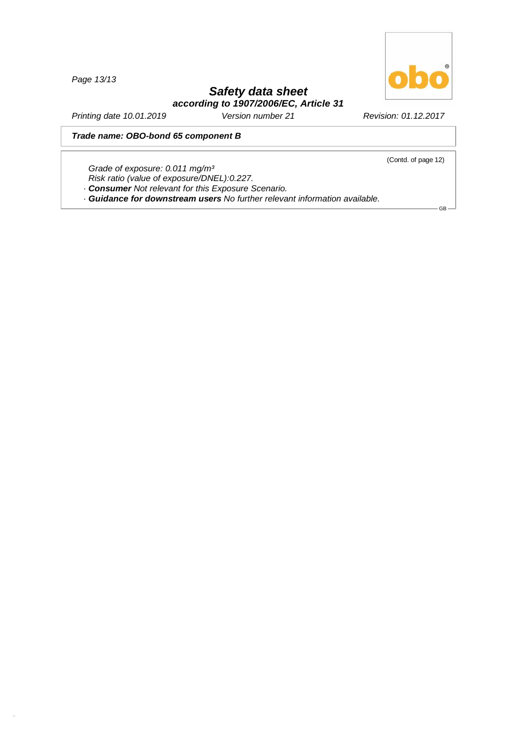(Contd. of page 12)

*Grade of exposure: 0.011 mg/m³*
*Risk ratio (value of exposure/DNEL):0.227.*

· ***Consumer*** *Not relevant for this Exposure Scenario.*

· ***Guidance for downstream users*** *No further relevant information available.*